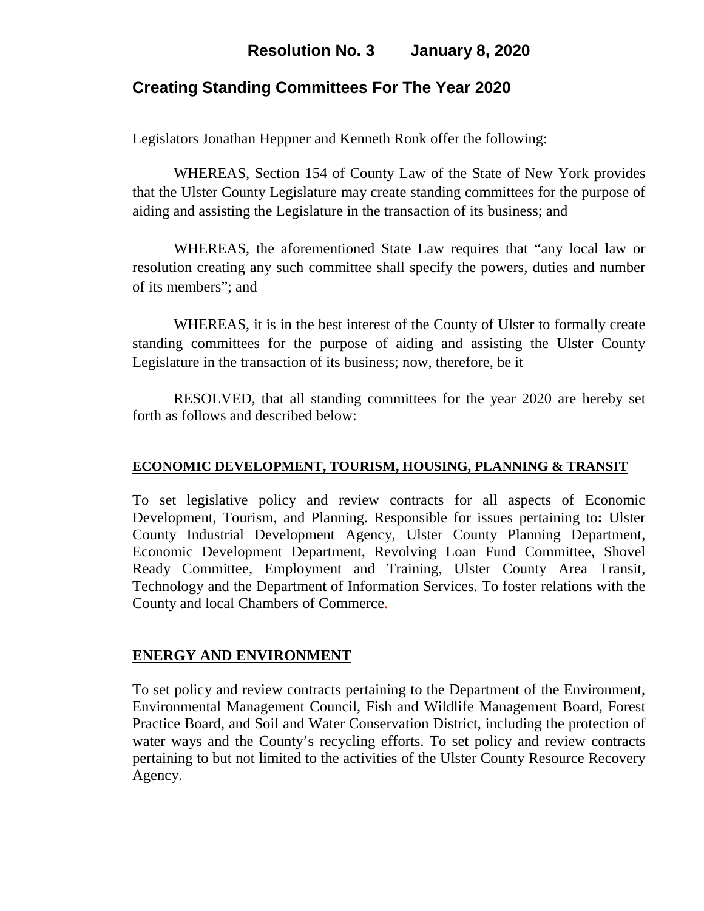# Resolution No. 3 January 8, 2020

## Creating Standing Committees For The Year 2020

Legislators Jonathan Heppner and Kenneth Ronk offer the following:

WHEREAS, Section 154 of County Law of the State of New York provides that the Ulster County Legislature may create standing committees for the purpose of aiding and assisting the Legislature in the transaction of its business; and

WHEREAS, the aforementioned State Law requires that "any local law or resolution creating any such committee shall specify the powers, duties and number of its members"; and

WHEREAS, it is in the best interest of the County of Ulster to formally create standing committees for the purpose of aiding and assisting the Ulster County Legislature in the transaction of its business; now, therefore, be it

RESOLVED, that all standing committees for the year 2020 are hereby set forth as follows and described below:

**ECONOMIC DEVELOPMENT, TOURISM, HOUSING, PLANNING & TRANSIT**

To set legislative policy and review contracts for all aspects of Economic Development, Tourism, and Planning. Responsible for issues pertaining to**:** Ulster County Industrial Development Agency, Ulster County Planning Department, Economic Development Department, Revolving Loan Fund Committee, Shovel Ready Committee, Employment and Training, Ulster County Area Transit, Technology and the Department of Information Services. To foster relations with the County and local Chambers of Commerce.

**ENERGY AND ENVIRONMENT**

To set policy and review contracts pertaining to the Department of the Environment, Environmental Management Council, Fish and Wildlife Management Board, Forest Practice Board, and Soil and Water Conservation District, including the protection of water ways and the County's recycling efforts. To set policy and review contracts pertaining to but not limited to the activities of the Ulster County Resource Recovery Agency.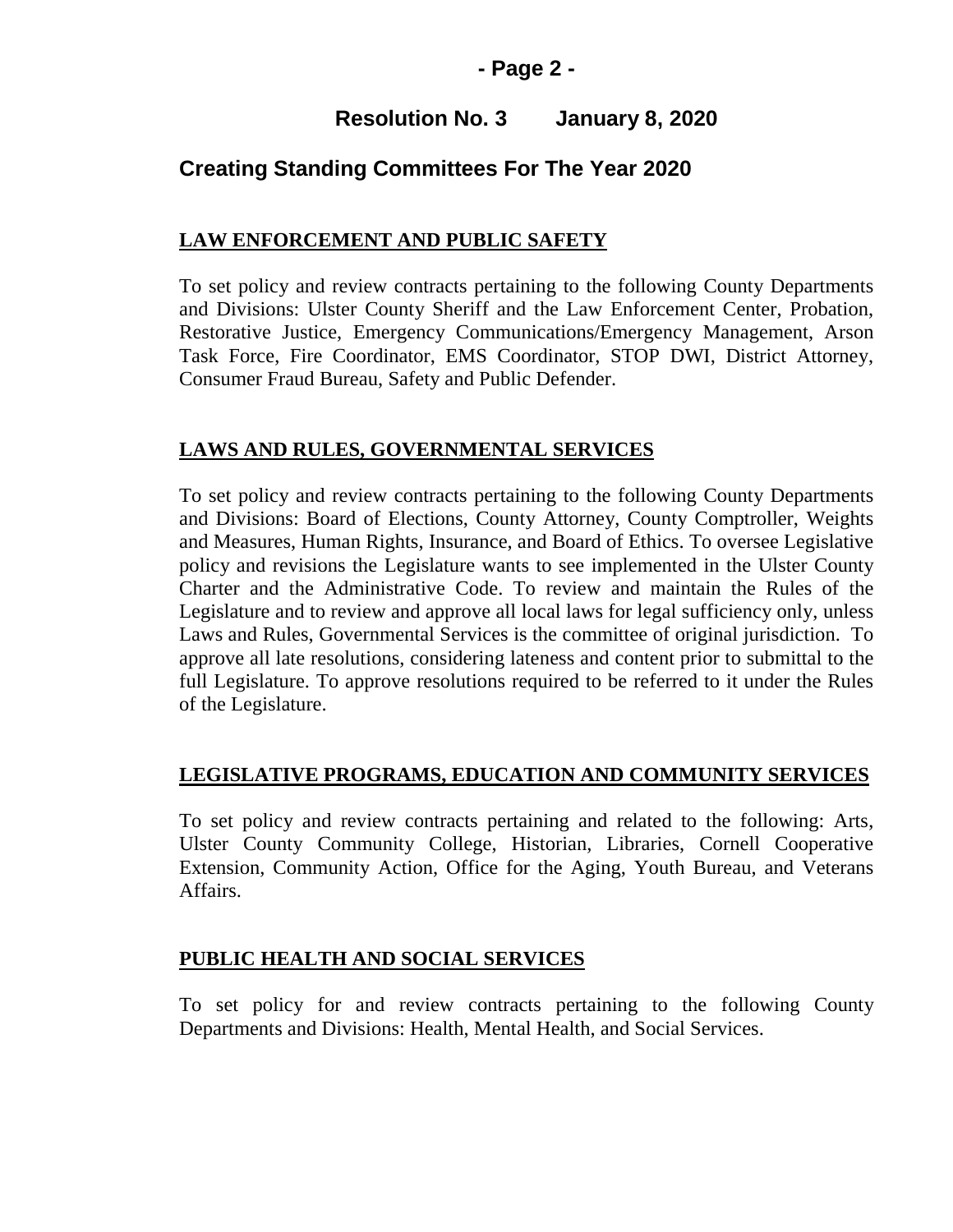## Resolution No. 3 January 8, 2020

## Creating Standing Committees For The Year 2020

**LAW ENFORCEMENT AND PUBLIC SAFETY**

To set policy and review contracts pertaining to the following County Departments and Divisions: Ulster County Sheriff and the Law Enforcement Center, Probation, Restorative Justice, Emergency Communications/Emergency Management, Arson Task Force, Fire Coordinator, EMS Coordinator, STOP DWI, District Attorney, Consumer Fraud Bureau, Safety and Public Defender.

**LAWS AND RULES, GOVERNMENTAL SERVICES**

To set policy and review contracts pertaining to the following County Departments and Divisions: Board of Elections, County Attorney, County Comptroller, Weights and Measures, Human Rights, Insurance, and Board of Ethics. To oversee Legislative policy and revisions the Legislature wants to see implemented in the Ulster County Charter and the Administrative Code. To review and maintain the Rules of the Legislature and to review and approve all local laws for legal sufficiency only, unless Laws and Rules, Governmental Services is the committee of original jurisdiction. To approve all late resolutions, considering lateness and content prior to submittal to the full Legislature. To approve resolutions required to be referred to it under the Rules of the Legislature.

**LEGISLATIVE PROGRAMS, EDUCATION AND COMMUNITY SERVICES**

To set policy and review contracts pertaining and related to the following: Arts, Ulster County Community College, Historian, Libraries, Cornell Cooperative Extension, Community Action, Office for the Aging, Youth Bureau, and Veterans Affairs.

**PUBLIC HEALTH AND SOCIAL SERVICES**

To set policy for and review contracts pertaining to the following County Departments and Divisions: Health, Mental Health, and Social Services.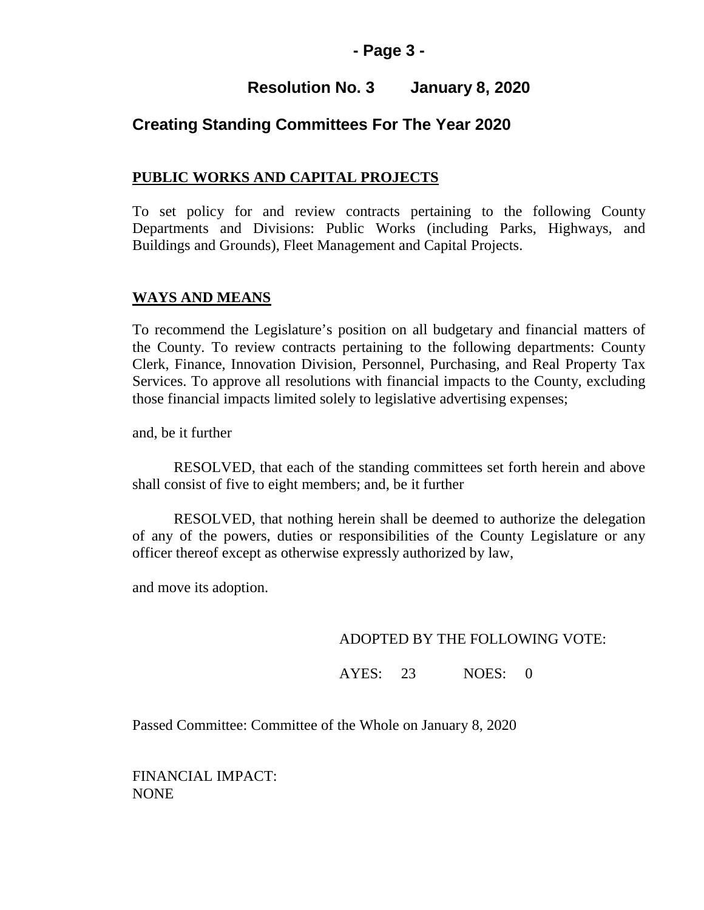## Resolution No. 3 January 8, 2020

## Creating Standing Committees For The Year 2020

**PUBLIC WORKS AND CAPITAL PROJECTS**

To set policy for and review contracts pertaining to the following County Departments and Divisions: Public Works (including Parks, Highways, and Buildings and Grounds), Fleet Management and Capital Projects.

**WAYS AND MEANS**

To recommend the Legislature's position on all budgetary and financial matters of the County. To review contracts pertaining to the following departments: County Clerk, Finance, Innovation Division, Personnel, Purchasing, and Real Property Tax Services. To approve all resolutions with financial impacts to the County, excluding those financial impacts limited solely to legislative advertising expenses;

and, be it further

RESOLVED, that each of the standing committees set forth herein and above shall consist of five to eight members; and, be it further

RESOLVED, that nothing herein shall be deemed to authorize the delegation of any of the powers, duties or responsibilities of the County Legislature or any officer thereof except as otherwise expressly authorized by law,

and move its adoption.

ADOPTED BY THE FOLLOWING VOTE:

AYES: 23 NOES: 0

Passed Committee: Committee of the Whole on January 8, 2020

FINANCIAL IMPACT:
NONE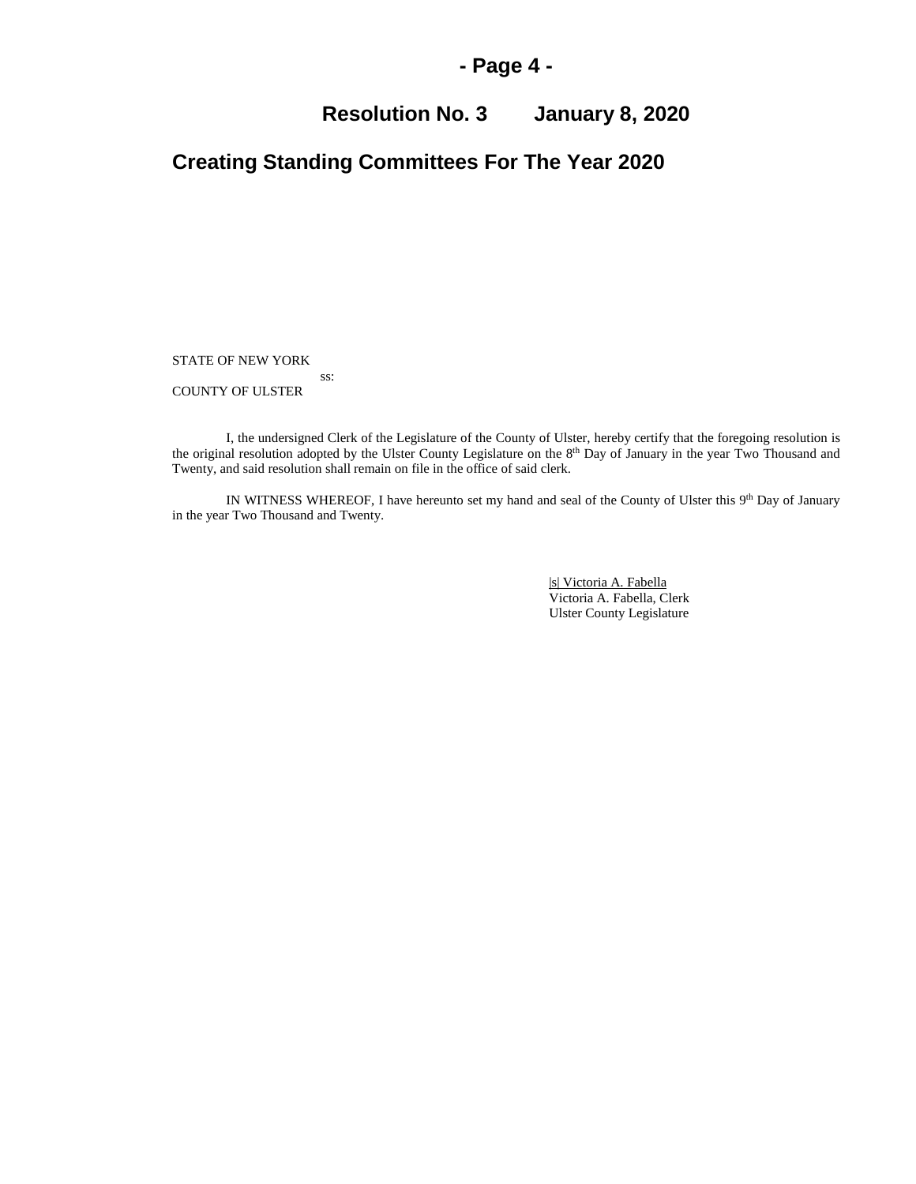## Resolution No. 3 January 8, 2020

## Creating Standing Committees For The Year 2020

STATE OF NEW YORK
ss:
COUNTY OF ULSTER

I, the undersigned Clerk of the Legislature of the County of Ulster, hereby certify that the foregoing resolution is the original resolution adopted by the Ulster County Legislature on the 8th Day of January in the year Two Thousand and Twenty, and said resolution shall remain on file in the office of said clerk.

IN WITNESS WHEREOF, I have hereunto set my hand and seal of the County of Ulster this 9th Day of January in the year Two Thousand and Twenty.

|s| Victoria A. Fabella
Victoria A. Fabella, Clerk
Ulster County Legislature